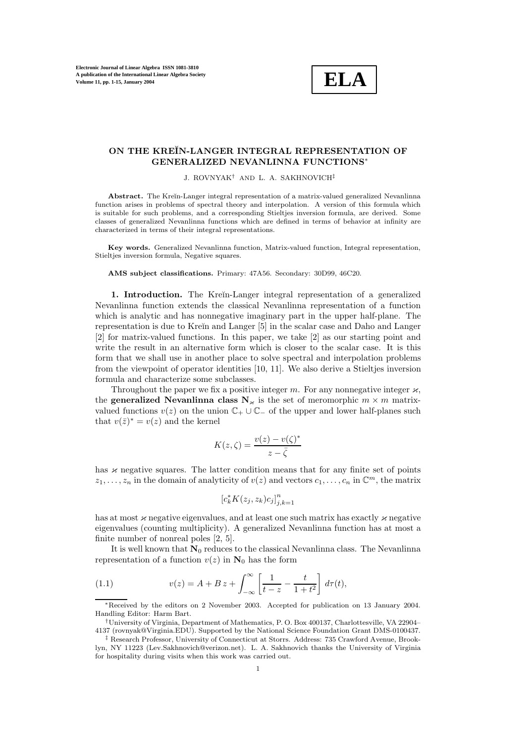# ON THE KREĬN-LANGER INTEGRAL REPRESENTATION OF GENERALIZED NEVANLINNA FUNCTIONS*

J. ROVNYAK[†] AND L. A. SAKHNOVICH[‡]

**Abstract.** The Kreĭn-Langer integral representation of a matrix-valued generalized Nevanlinna function arises in problems of spectral theory and interpolation. A version of this formula which is suitable for such problems, and a corresponding Stieltjes inversion formula, are derived. Some classes of generalized Nevanlinna functions which are defined in terms of behavior at infinity are characterized in terms of their integral representations.

**Key words.** Generalized Nevanlinna function, Matrix-valued function, Integral representation, Stieltjes inversion formula, Negative squares.

**AMS subject classifications.** Primary: 47A56. Secondary: 30D99, 46C20.

**1. Introduction.** The Kreĭn-Langer integral representation of a generalized Nevanlinna function extends the classical Nevanlinna representation of a function which is analytic and has nonnegative imaginary part in the upper half-plane. The representation is due to Kreĭn and Langer [5] in the scalar case and Daho and Langer [2] for matrix-valued functions. In this paper, we take [2] as our starting point and write the result in an alternative form which is closer to the scalar case. It is this form that we shall use in another place to solve spectral and interpolation problems from the viewpoint of operator identities [10, 11]. We also derive a Stieltjes inversion formula and characterize some subclasses.

Throughout the paper we fix a positive integer $m$. For any nonnegative integer $\varkappa$, the **generalized Nevanlinna class $\mathbf{N}_\varkappa$** is the set of meromorphic $m \times m$ matrix-valued functions $v(z)$ on the union $\mathbb{C}_+ \cup \mathbb{C}_-$ of the upper and lower half-planes such that $v(\bar{z})^* = v(z)$ and the kernel

$$K(z, \zeta) = \frac{v(z) - v(\zeta)^*}{z - \bar{\zeta}}$$

has $\varkappa$ negative squares. The latter condition means that for any finite set of points $z_1, \ldots, z_n$ in the domain of analyticity of $v(z)$ and vectors $c_1, \ldots, c_n$ in $\mathbb{C}^m$, the matrix

$$[c_k^* K(z_j, z_k) c_j]_{j,k=1}^n$$

has at most $\varkappa$ negative eigenvalues, and at least one such matrix has exactly $\varkappa$ negative eigenvalues (counting multiplicity). A generalized Nevanlinna function has at most a finite number of nonreal poles [2, 5].

It is well known that $\mathbf{N}_0$ reduces to the classical Nevanlinna class. The Nevanlinna representation of a function $v(z)$ in $\mathbf{N}_0$ has the form

$$v(z) = A + B\,z + \int_{-\infty}^{\infty} \left[ \frac{1}{t - z} - \frac{t}{1 + t^2} \right] d\tau(t), \tag{1.1}$$

---

*Received by the editors on 2 November 2003. Accepted for publication on 13 January 2004. Handling Editor: Harm Bart.

[†]University of Virginia, Department of Mathematics, P. O. Box 400137, Charlottesville, VA 22904–4137 (rovnyak@Virginia.EDU). Supported by the National Science Foundation Grant DMS-0100437.

[‡] Research Professor, University of Connecticut at Storrs. Address: 735 Crawford Avenue, Brooklyn, NY 11223 (Lev.Sakhnovich@verizon.net). L. A. Sakhnovich thanks the University of Virginia for hospitality during visits when this work was carried out.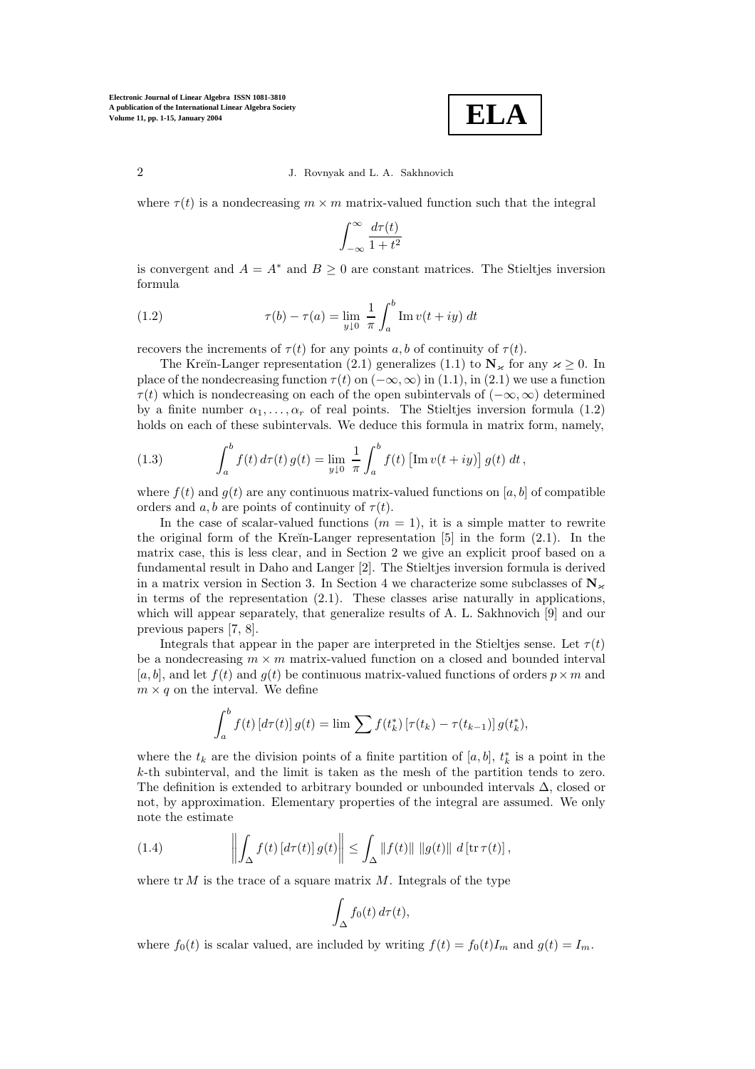where $\tau(t)$ is a nondecreasing $m \times m$ matrix-valued function such that the integral

$$\int_{-\infty}^{\infty} \frac{d\tau(t)}{1+t^2}$$

is convergent and $A = A^*$ and $B \geq 0$ are constant matrices. The Stieltjes inversion formula

$$\tau(b) - \tau(a) = \lim_{y \downarrow 0} \frac{1}{\pi} \int_a^b \operatorname{Im} v(t+iy)\, dt \tag{1.2}$$

recovers the increments of $\tau(t)$ for any points $a, b$ of continuity of $\tau(t)$.

The Kreĭn-Langer representation (2.1) generalizes (1.1) to $\mathbf{N}_\varkappa$ for any $\varkappa \geq 0$. In place of the nondecreasing function $\tau(t)$ on $(-\infty, \infty)$ in (1.1), in (2.1) we use a function $\tau(t)$ which is nondecreasing on each of the open subintervals of $(-\infty, \infty)$ determined by a finite number $\alpha_1, \dots, \alpha_r$ of real points. The Stieltjes inversion formula (1.2) holds on each of these subintervals. We deduce this formula in matrix form, namely,

$$\int_a^b f(t)\, d\tau(t)\, g(t) = \lim_{y \downarrow 0} \frac{1}{\pi} \int_a^b f(t) \left[\operatorname{Im} v(t+iy)\right] g(t)\, dt\,, \tag{1.3}$$

where $f(t)$ and $g(t)$ are any continuous matrix-valued functions on $[a, b]$ of compatible orders and $a, b$ are points of continuity of $\tau(t)$.

In the case of scalar-valued functions ($m = 1$), it is a simple matter to rewrite the original form of the Kreĭn-Langer representation [5] in the form (2.1). In the matrix case, this is less clear, and in Section 2 we give an explicit proof based on a fundamental result in Daho and Langer [2]. The Stieltjes inversion formula is derived in a matrix version in Section 3. In Section 4 we characterize some subclasses of $\mathbf{N}_\varkappa$ in terms of the representation (2.1). These classes arise naturally in applications, which will appear separately, that generalize results of A. L. Sakhnovich [9] and our previous papers [7, 8].

Integrals that appear in the paper are interpreted in the Stieltjes sense. Let $\tau(t)$ be a nondecreasing $m \times m$ matrix-valued function on a closed and bounded interval $[a, b]$, and let $f(t)$ and $g(t)$ be continuous matrix-valued functions of orders $p \times m$ and $m \times q$ on the interval. We define

$$\int_a^b f(t)\, [d\tau(t)]\, g(t) = \lim \sum f(t_k^*) \left[\tau(t_k) - \tau(t_{k-1})\right] g(t_k^*),$$

where the $t_k$ are the division points of a finite partition of $[a, b]$, $t_k^*$ is a point in the $k$-th subinterval, and the limit is taken as the mesh of the partition tends to zero. The definition is extended to arbitrary bounded or unbounded intervals $\Delta$, closed or not, by approximation. Elementary properties of the integral are assumed. We only note the estimate

$$\left\| \int_\Delta f(t)\, [d\tau(t)]\, g(t) \right\| \leq \int_\Delta \|f(t)\|\ \|g(t)\|\ d\left[\operatorname{tr} \tau(t)\right], \tag{1.4}$$

where $\operatorname{tr} M$ is the trace of a square matrix $M$. Integrals of the type

$$\int_\Delta f_0(t)\, d\tau(t),$$

where $f_0(t)$ is scalar valued, are included by writing $f(t) = f_0(t) I_m$ and $g(t) = I_m$.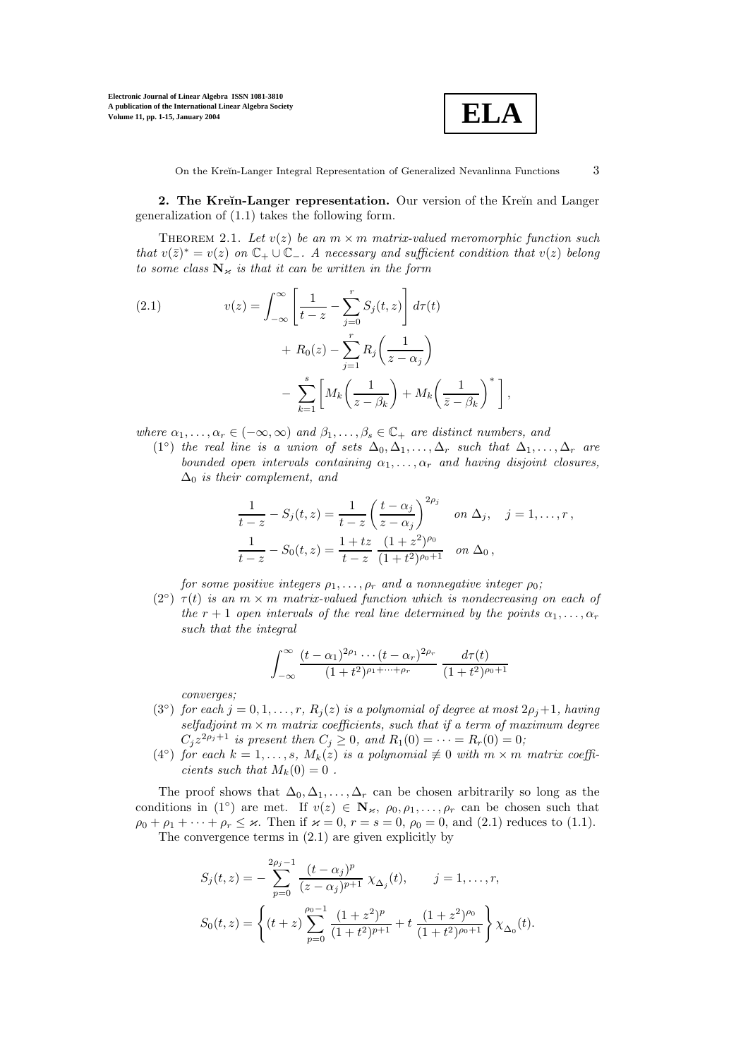**2. The Kreĭn-Langer representation.** Our version of the Kreĭn and Langer generalization of (1.1) takes the following form.

THEOREM 2.1. *Let $v(z)$ be an $m \times m$ matrix-valued meromorphic function such that $v(\bar{z})^* = v(z)$ on $\mathbb{C}_+ \cup \mathbb{C}_-$. A necessary and sufficient condition that $v(z)$ belong to some class $\mathbf{N}_\varkappa$ is that it can be written in the form*

$$
\begin{aligned}
v(z) = & \int_{-\infty}^{\infty} \left[ \frac{1}{t-z} - \sum_{j=0}^{r} S_j(t,z) \right] d\tau(t) \\
& + R_0(z) - \sum_{j=1}^{r} R_j\left( \frac{1}{z-\alpha_j} \right) \\
& - \sum_{k=1}^{s} \left[ M_k\left( \frac{1}{z-\beta_k} \right) + M_k\left( \frac{1}{\bar{z}-\beta_k} \right)^* \right],
\end{aligned}
\tag{2.1}
$$

*where $\alpha_1, \ldots, \alpha_r \in (-\infty, \infty)$ and $\beta_1, \ldots, \beta_s \in \mathbb{C}_+$ are distinct numbers, and*

($1^\circ$) *the real line is a union of sets $\Delta_0, \Delta_1, \ldots, \Delta_r$ such that $\Delta_1, \ldots, \Delta_r$ are bounded open intervals containing $\alpha_1, \ldots, \alpha_r$ and having disjoint closures, $\Delta_0$ is their complement, and*

$$
\begin{aligned}
&\frac{1}{t-z} - S_j(t,z) = \frac{1}{t-z} \left( \frac{t-\alpha_j}{z-\alpha_j} \right)^{2\rho_j} \quad \text{on } \Delta_j, \quad j = 1, \ldots, r, \\
&\frac{1}{t-z} - S_0(t,z) = \frac{1+tz}{t-z} \, \frac{(1+z^2)^{\rho_0}}{(1+t^2)^{\rho_0+1}} \quad \text{on } \Delta_0,
\end{aligned}
$$

*for some positive integers $\rho_1, \ldots, \rho_r$ and a nonnegative integer $\rho_0$;*

($2^\circ$) *$\tau(t)$ is an $m \times m$ matrix-valued function which is nondecreasing on each of the $r+1$ open intervals of the real line determined by the points $\alpha_1, \ldots, \alpha_r$ such that the integral*

$$
\int_{-\infty}^{\infty} \frac{(t-\alpha_1)^{2\rho_1} \cdots (t-\alpha_r)^{2\rho_r}}{(1+t^2)^{\rho_1+\cdots+\rho_r}} \, \frac{d\tau(t)}{(1+t^2)^{\rho_0+1}}
$$

*converges;*

($3^\circ$) *for each $j = 0, 1, \ldots, r$, $R_j(z)$ is a polynomial of degree at most $2\rho_j+1$, having selfadjoint $m \times m$ matrix coefficients, such that if a term of maximum degree $C_j z^{2\rho_j+1}$ is present then $C_j \geq 0$, and $R_1(0) = \cdots = R_r(0) = 0$;*

($4^\circ$) *for each $k = 1, \ldots, s$, $M_k(z)$ is a polynomial $\not\equiv 0$ with $m \times m$ matrix coefficients such that $M_k(0) = 0$ .*

The proof shows that $\Delta_0, \Delta_1, \ldots, \Delta_r$ can be chosen arbitrarily so long as the conditions in ($1^\circ$) are met. If $v(z) \in \mathbf{N}_\varkappa$, $\rho_0, \rho_1, \ldots, \rho_r$ can be chosen such that $\rho_0 + \rho_1 + \cdots + \rho_r \leq \varkappa$. Then if $\varkappa = 0$, $r = s = 0$, $\rho_0 = 0$, and (2.1) reduces to (1.1).

The convergence terms in (2.1) are given explicitly by

$$
\begin{aligned}
&S_j(t,z) = - \sum_{p=0}^{2\rho_j - 1} \frac{(t-\alpha_j)^p}{(z-\alpha_j)^{p+1}} \, \chi_{\Delta_j}(t), \qquad j = 1, \ldots, r, \\
&S_0(t,z) = \left\{ (t+z) \sum_{p=0}^{\rho_0 - 1} \frac{(1+z^2)^p}{(1+t^2)^{p+1}} + t \, \frac{(1+z^2)^{\rho_0}}{(1+t^2)^{\rho_0+1}} \right\} \chi_{\Delta_0}(t).
\end{aligned}
$$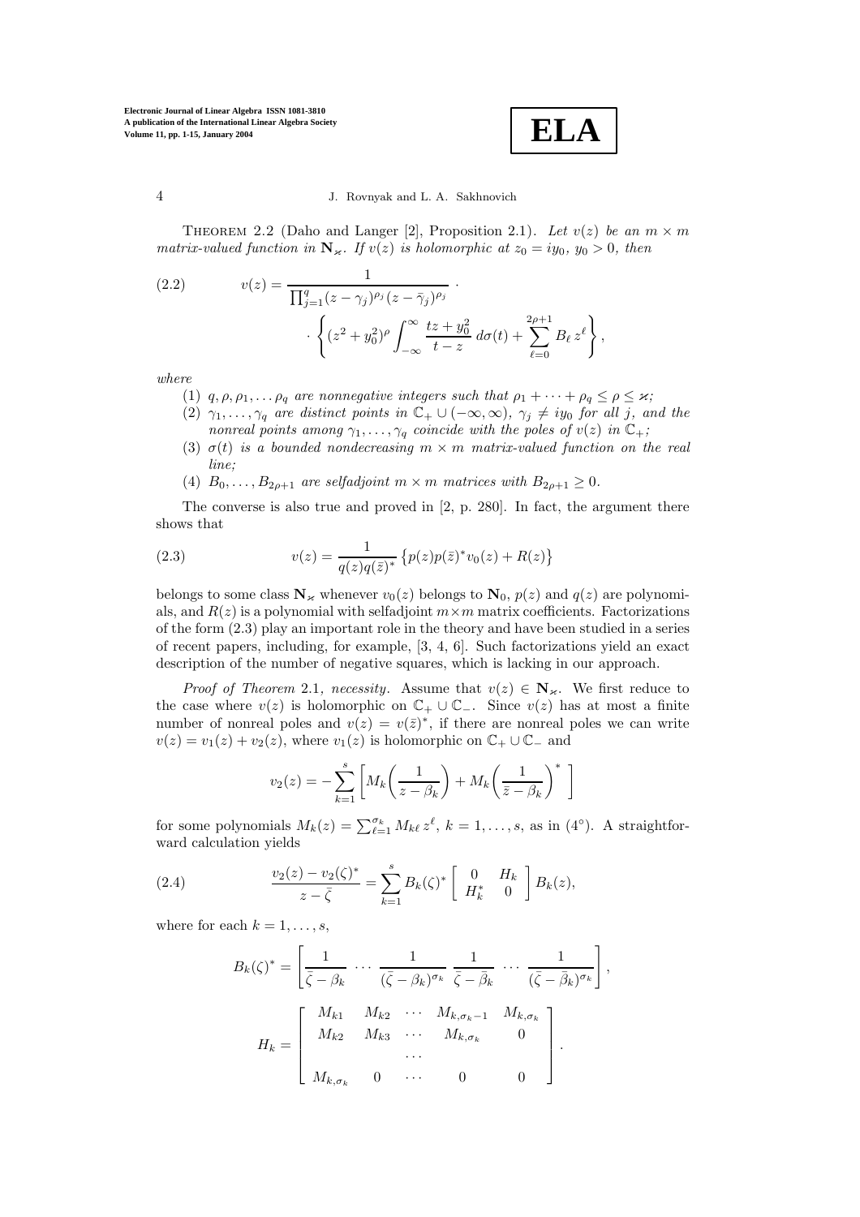THEOREM 2.2 (Daho and Langer [2], Proposition 2.1). *Let $v(z)$ be an $m \times m$ matrix-valued function in $\mathbf{N}_\varkappa$. If $v(z)$ is holomorphic at $z_0 = iy_0$, $y_0 > 0$, then*

$$
(2.2) \qquad v(z) = \frac{1}{\prod_{j=1}^{q}(z-\gamma_j)^{\rho_j}(z-\bar{\gamma}_j)^{\rho_j}} \cdot \cdot \left\{ (z^2+y_0^2)^{\rho} \int_{-\infty}^{\infty} \frac{tz+y_0^2}{t-z}\, d\sigma(t) + \sum_{\ell=0}^{2\rho+1} B_\ell\, z^\ell \right\},
$$

*where*

1. *$q, \rho, \rho_1, \ldots \rho_q$ are nonnegative integers such that $\rho_1 + \cdots + \rho_q \le \rho \le \varkappa$;*
2. *$\gamma_1, \ldots, \gamma_q$ are distinct points in $\mathbb{C}_+ \cup (-\infty, \infty)$, $\gamma_j \ne iy_0$ for all $j$, and the nonreal points among $\gamma_1, \ldots, \gamma_q$ coincide with the poles of $v(z)$ in $\mathbb{C}_+$;*
3. *$\sigma(t)$ is a bounded nondecreasing $m \times m$ matrix-valued function on the real line;*
4. *$B_0, \ldots, B_{2\rho+1}$ are selfadjoint $m \times m$ matrices with $B_{2\rho+1} \ge 0$.*

The converse is also true and proved in [2, p. 280]. In fact, the argument there shows that

$$
(2.3) \qquad v(z) = \frac{1}{q(z)q(\bar{z})^*} \left\{ p(z)p(\bar{z})^* v_0(z) + R(z) \right\}
$$

belongs to some class $\mathbf{N}_\varkappa$ whenever $v_0(z)$ belongs to $\mathbf{N}_0$, $p(z)$ and $q(z)$ are polynomials, and $R(z)$ is a polynomial with selfadjoint $m \times m$ matrix coefficients. Factorizations of the form (2.3) play an important role in the theory and have been studied in a series of recent papers, including, for example, [3, 4, 6]. Such factorizations yield an exact description of the number of negative squares, which is lacking in our approach.

*Proof of Theorem* 2.1*, necessity.* Assume that $v(z) \in \mathbf{N}_\varkappa$. We first reduce to the case where $v(z)$ is holomorphic on $\mathbb{C}_+ \cup \mathbb{C}_-$. Since $v(z)$ has at most a finite number of nonreal poles and $v(z) = v(\bar{z})^*$, if there are nonreal poles we can write $v(z) = v_1(z) + v_2(z)$, where $v_1(z)$ is holomorphic on $\mathbb{C}_+ \cup \mathbb{C}_-$ and

$$
v_2(z) = -\sum_{k=1}^{s} \left[ M_k\!\left(\frac{1}{z-\beta_k}\right) + M_k\!\left(\frac{1}{\bar{z}-\beta_k}\right)^* \right]
$$

for some polynomials $M_k(z) = \sum_{\ell=1}^{\sigma_k} M_{k\ell}\, z^\ell$, $k = 1, \ldots, s$, as in (4°). A straightforward calculation yields

$$
(2.4) \qquad \frac{v_2(z) - v_2(\zeta)^*}{z - \bar{\zeta}} = \sum_{k=1}^{s} B_k(\zeta)^* \begin{bmatrix} 0 & H_k \\ H_k^* & 0 \end{bmatrix} B_k(z),
$$

where for each $k = 1, \ldots, s$,

$$
B_k(\zeta)^* = \left[ \frac{1}{\bar{\zeta}-\beta_k} \; \cdots \; \frac{1}{(\bar{\zeta}-\beta_k)^{\sigma_k}} \; \frac{1}{\bar{\zeta}-\bar{\beta}_k} \; \cdots \; \frac{1}{(\bar{\zeta}-\bar{\beta}_k)^{\sigma_k}} \right],
$$

$$
H_k = \begin{bmatrix} M_{k1} & M_{k2} & \cdots & M_{k,\sigma_k-1} & M_{k,\sigma_k} \\ M_{k2} & M_{k3} & \cdots & M_{k,\sigma_k} & 0 \\ & & \cdots & & \\ M_{k,\sigma_k} & 0 & \cdots & 0 & 0 \end{bmatrix}.
$$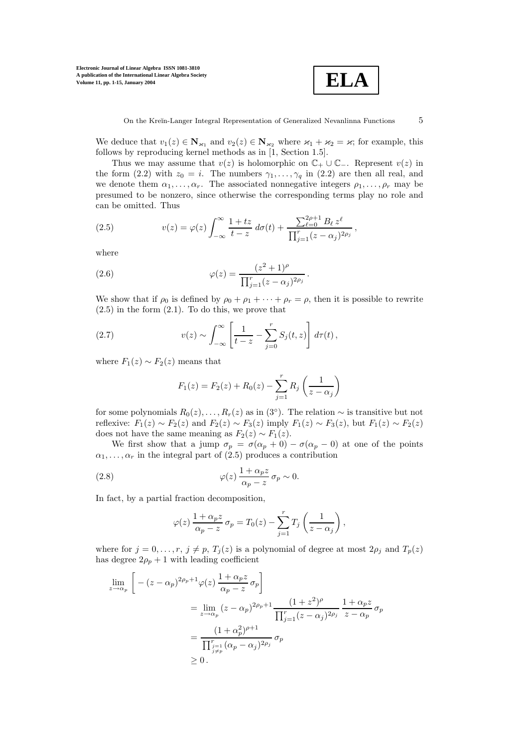We deduce that $v_1(z) \in \mathbf{N}_{\varkappa_1}$ and $v_2(z) \in \mathbf{N}_{\varkappa_2}$ where $\varkappa_1 + \varkappa_2 = \varkappa$; for example, this follows by reproducing kernel methods as in [1, Section 1.5].

Thus we may assume that $v(z)$ is holomorphic on $\mathbb{C}_+ \cup \mathbb{C}_-$. Represent $v(z)$ in the form (2.2) with $z_0 = i$. The numbers $\gamma_1, \ldots, \gamma_q$ in (2.2) are then all real, and we denote them $\alpha_1, \ldots, \alpha_r$. The associated nonnegative integers $\rho_1, \ldots, \rho_r$ may be presumed to be nonzero, since otherwise the corresponding terms play no role and can be omitted. Thus

$$v(z) = \varphi(z) \int_{-\infty}^{\infty} \frac{1 + tz}{t - z}\, d\sigma(t) + \frac{\sum_{\ell=0}^{2\rho+1} B_\ell\, z^\ell}{\prod_{j=1}^{r} (z - \alpha_j)^{2\rho_j}}\,, \tag{2.5}$$

where

$$\varphi(z) = \frac{(z^2 + 1)^\rho}{\prod_{j=1}^{r} (z - \alpha_j)^{2\rho_j}}\,. \tag{2.6}$$

We show that if $\rho_0$ is defined by $\rho_0 + \rho_1 + \cdots + \rho_r = \rho$, then it is possible to rewrite (2.5) in the form (2.1). To do this, we prove that

$$v(z) \sim \int_{-\infty}^{\infty} \left[ \frac{1}{t - z} - \sum_{j=0}^{r} S_j(t, z) \right] d\tau(t)\,, \tag{2.7}$$

where $F_1(z) \sim F_2(z)$ means that

$$F_1(z) = F_2(z) + R_0(z) - \sum_{j=1}^{r} R_j \left( \frac{1}{z - \alpha_j} \right)$$

for some polynomials $R_0(z), \ldots, R_r(z)$ as in (3°). The relation $\sim$ is transitive but not reflexive: $F_1(z) \sim F_2(z)$ and $F_2(z) \sim F_3(z)$ imply $F_1(z) \sim F_3(z)$, but $F_1(z) \sim F_2(z)$ does not have the same meaning as $F_2(z) \sim F_1(z)$.

We first show that a jump $\sigma_p = \sigma(\alpha_p + 0) - \sigma(\alpha_p - 0)$ at one of the points $\alpha_1, \ldots, \alpha_r$ in the integral part of (2.5) produces a contribution

$$\varphi(z)\, \frac{1 + \alpha_p z}{\alpha_p - z}\, \sigma_p \sim 0. \tag{2.8}$$

In fact, by a partial fraction decomposition,

$$\varphi(z)\, \frac{1 + \alpha_p z}{\alpha_p - z}\, \sigma_p = T_0(z) - \sum_{j=1}^{r} T_j \left( \frac{1}{z - \alpha_j} \right),$$

where for $j = 0, \ldots, r$, $j \neq p$, $T_j(z)$ is a polynomial of degree at most $2\rho_j$ and $T_p(z)$ has degree $2\rho_p + 1$ with leading coefficient

$$\begin{aligned}
\lim_{z \to \alpha_p} \bigg[ -(z - \alpha_p)^{2\rho_p + 1} &\varphi(z)\, \frac{1 + \alpha_p z}{\alpha_p - z}\, \sigma_p \bigg] \\
&= \lim_{z \to \alpha_p} (z - \alpha_p)^{2\rho_p + 1} \frac{(1 + z^2)^\rho}{\prod_{j=1}^{r} (z - \alpha_j)^{2\rho_j}}\, \frac{1 + \alpha_p z}{z - \alpha_p}\, \sigma_p \\
&= \frac{(1 + \alpha_p^2)^{\rho + 1}}{\prod_{\substack{j=1 \\ j \neq p}}^{r} (\alpha_p - \alpha_j)^{2\rho_j}}\, \sigma_p \\
&\geq 0\,.
\end{aligned}$$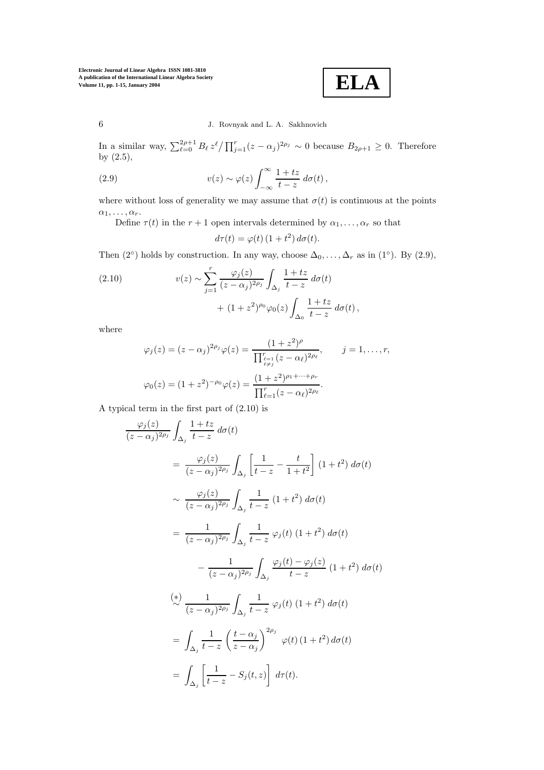In a similar way, $\sum_{\ell=0}^{2\rho+1} B_\ell \, z^\ell / \prod_{j=1}^{r} (z-\alpha_j)^{2\rho_j} \sim 0$ because $B_{2\rho+1} \geq 0$. Therefore by (2.5),

$$v(z) \sim \varphi(z) \int_{-\infty}^{\infty} \frac{1+tz}{t-z} \, d\sigma(t) \,, \tag{2.9}$$

where without loss of generality we may assume that $\sigma(t)$ is continuous at the points $\alpha_1, \ldots, \alpha_r$.

Define $\tau(t)$ in the $r+1$ open intervals determined by $\alpha_1, \ldots, \alpha_r$ so that

$$d\tau(t) = \varphi(t) \, (1+t^2) \, d\sigma(t).$$

Then (2°) holds by construction. In any way, choose $\Delta_0, \ldots, \Delta_r$ as in (1°). By (2.9),

$$\begin{aligned} v(z) \sim \sum_{j=1}^{r} \frac{\varphi_j(z)}{(z-\alpha_j)^{2\rho_j}} \int_{\Delta_j} \frac{1+tz}{t-z} \, d\sigma(t) \\ + \, (1+z^2)^{\rho_0} \varphi_0(z) \int_{\Delta_0} \frac{1+tz}{t-z} \, d\sigma(t) \,, \end{aligned} \tag{2.10}$$

where

$$\varphi_j(z) = (z-\alpha_j)^{2\rho_j} \varphi(z) = \frac{(1+z^2)^\rho}{\prod_{\substack{\ell=1 \\ \ell \neq j}}^{r} (z-\alpha_\ell)^{2\rho_\ell}}, \qquad j = 1, \ldots, r,$$

$$\varphi_0(z) = (1+z^2)^{-\rho_0} \varphi(z) = \frac{(1+z^2)^{\rho_1 + \cdots + \rho_r}}{\prod_{\ell=1}^{r} (z-\alpha_\ell)^{2\rho_\ell}}.$$

A typical term in the first part of (2.10) is

$$\begin{aligned}
&\frac{\varphi_j(z)}{(z-\alpha_j)^{2\rho_j}} \int_{\Delta_j} \frac{1+tz}{t-z} \, d\sigma(t) \\
&\quad = \frac{\varphi_j(z)}{(z-\alpha_j)^{2\rho_j}} \int_{\Delta_j} \left[ \frac{1}{t-z} - \frac{t}{1+t^2} \right] (1+t^2) \, d\sigma(t) \\
&\quad \sim \frac{\varphi_j(z)}{(z-\alpha_j)^{2\rho_j}} \int_{\Delta_j} \frac{1}{t-z} \, (1+t^2) \, d\sigma(t) \\
&\quad = \frac{1}{(z-\alpha_j)^{2\rho_j}} \int_{\Delta_j} \frac{1}{t-z} \, \varphi_j(t) \, (1+t^2) \, d\sigma(t) \\
&\qquad\qquad - \frac{1}{(z-\alpha_j)^{2\rho_j}} \int_{\Delta_j} \frac{\varphi_j(t) - \varphi_j(z)}{t-z} \, (1+t^2) \, d\sigma(t) \\
&\quad \overset{(*)}{\sim} \frac{1}{(z-\alpha_j)^{2\rho_j}} \int_{\Delta_j} \frac{1}{t-z} \, \varphi_j(t) \, (1+t^2) \, d\sigma(t) \\
&\quad = \int_{\Delta_j} \frac{1}{t-z} \left( \frac{t-\alpha_j}{z-\alpha_j} \right)^{2\rho_j} \varphi(t) \, (1+t^2) \, d\sigma(t) \\
&\quad = \int_{\Delta_j} \left[ \frac{1}{t-z} - S_j(t,z) \right] \, d\tau(t).
\end{aligned}$$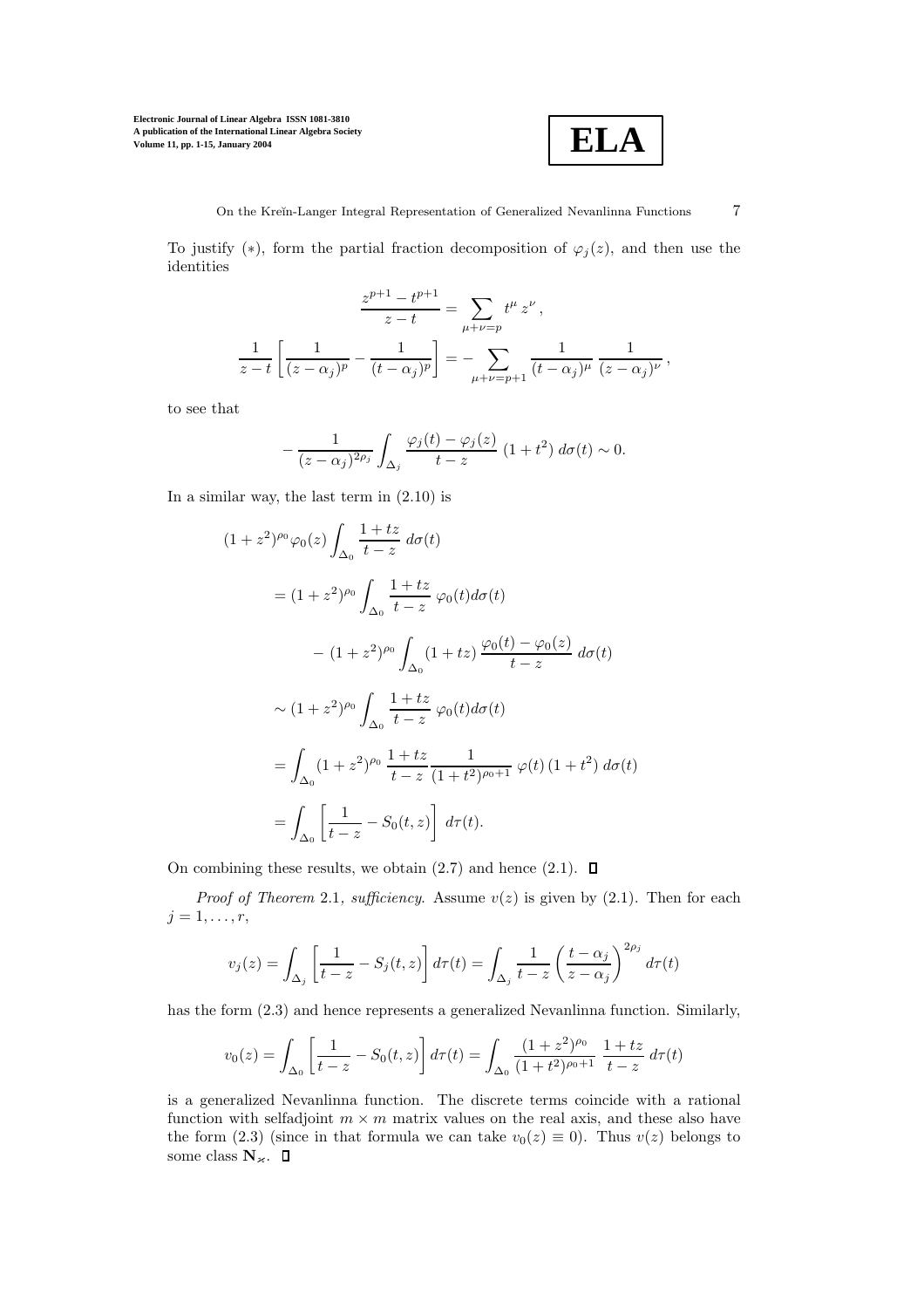To justify (∗), form the partial fraction decomposition of $\varphi_j(z)$, and then use the identities

$$
\frac{z^{p+1} - t^{p+1}}{z - t} = \sum_{\mu+\nu=p} t^{\mu} z^{\nu} ,
$$

$$
\frac{1}{z-t} \left[ \frac{1}{(z-\alpha_j)^p} - \frac{1}{(t-\alpha_j)^p} \right] = - \sum_{\mu+\nu=p+1} \frac{1}{(t-\alpha_j)^{\mu}} \, \frac{1}{(z-\alpha_j)^{\nu}} ,
$$

to see that

$$
- \frac{1}{(z-\alpha_j)^{2\rho_j}} \int_{\Delta_j} \frac{\varphi_j(t) - \varphi_j(z)}{t-z} \, (1+t^2) \, d\sigma(t) \sim 0.
$$

In a similar way, the last term in (2.10) is

$$
\begin{aligned}
&(1+z^2)^{\rho_0} \varphi_0(z) \int_{\Delta_0} \frac{1+tz}{t-z} \, d\sigma(t) \\
&= (1+z^2)^{\rho_0} \int_{\Delta_0} \frac{1+tz}{t-z} \, \varphi_0(t) d\sigma(t) \\
&\qquad - (1+z^2)^{\rho_0} \int_{\Delta_0} (1+tz) \, \frac{\varphi_0(t) - \varphi_0(z)}{t-z} \, d\sigma(t) \\
&\sim (1+z^2)^{\rho_0} \int_{\Delta_0} \frac{1+tz}{t-z} \, \varphi_0(t) d\sigma(t) \\
&= \int_{\Delta_0} (1+z^2)^{\rho_0} \, \frac{1+tz}{t-z} \frac{1}{(1+t^2)^{\rho_0+1}} \, \varphi(t) \, (1+t^2) \, d\sigma(t) \\
&= \int_{\Delta_0} \left[ \frac{1}{t-z} - S_0(t,z) \right] \, d\tau(t).
\end{aligned}
$$

On combining these results, we obtain (2.7) and hence (2.1). □

*Proof of Theorem* 2.1*, sufficiency.* Assume $v(z)$ is given by (2.1). Then for each $j = 1, \ldots, r$,

$$
v_j(z) = \int_{\Delta_j} \left[ \frac{1}{t-z} - S_j(t,z) \right] d\tau(t) = \int_{\Delta_j} \frac{1}{t-z} \left( \frac{t-\alpha_j}{z-\alpha_j} \right)^{2\rho_j} \, d\tau(t)
$$

has the form (2.3) and hence represents a generalized Nevanlinna function. Similarly,

$$
v_0(z) = \int_{\Delta_0} \left[ \frac{1}{t-z} - S_0(t,z) \right] d\tau(t) = \int_{\Delta_0} \frac{(1+z^2)^{\rho_0}}{(1+t^2)^{\rho_0+1}} \; \frac{1+tz}{t-z} \, d\tau(t)
$$

is a generalized Nevanlinna function. The discrete terms coincide with a rational function with selfadjoint $m \times m$ matrix values on the real axis, and these also have the form (2.3) (since in that formula we can take $v_0(z) \equiv 0$). Thus $v(z)$ belongs to some class $\mathbf{N}_{\varkappa}$. □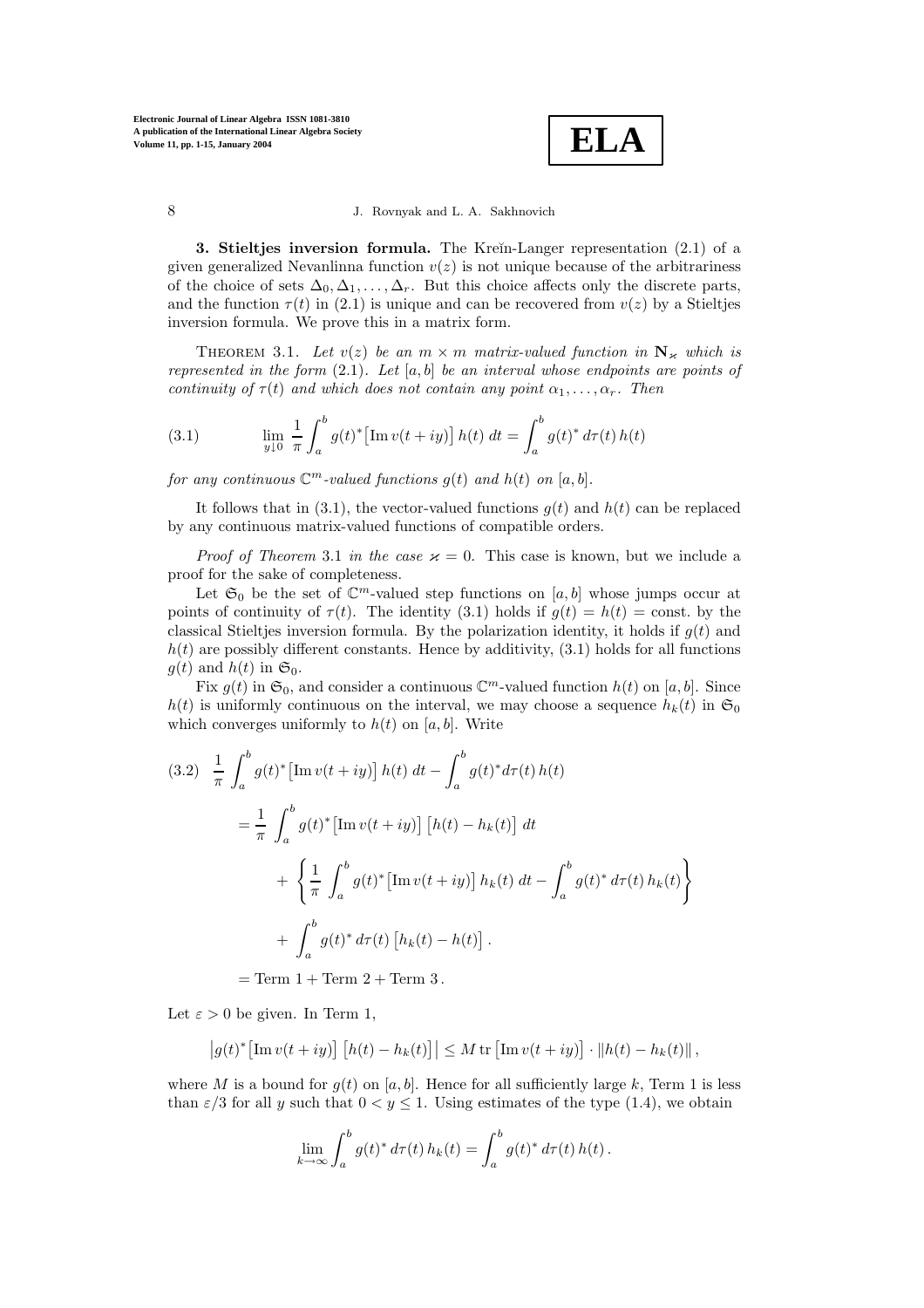**3. Stieltjes inversion formula.** The Kreĭn-Langer representation (2.1) of a given generalized Nevanlinna function $v(z)$ is not unique because of the arbitrariness of the choice of sets $\Delta_0, \Delta_1, \ldots, \Delta_r$. But this choice affects only the discrete parts, and the function $\tau(t)$ in (2.1) is unique and can be recovered from $v(z)$ by a Stieltjes inversion formula. We prove this in a matrix form.

THEOREM 3.1. *Let $v(z)$ be an $m \times m$ matrix-valued function in $\mathbf{N}_\varkappa$ which is represented in the form* (2.1)*. Let $[a, b]$ be an interval whose endpoints are points of continuity of $\tau(t)$ and which does not contain any point $\alpha_1, \ldots, \alpha_r$. Then*

$$\lim_{y \downarrow 0} \frac{1}{\pi} \int_a^b g(t)^* \big[\operatorname{Im} v(t+iy)\big]\, h(t)\, dt = \int_a^b g(t)^*\, d\tau(t)\, h(t) \tag{3.1}$$

*for any continuous $\mathbb{C}^m$-valued functions $g(t)$ and $h(t)$ on $[a, b]$.*

It follows that in (3.1), the vector-valued functions $g(t)$ and $h(t)$ can be replaced by any continuous matrix-valued functions of compatible orders.

*Proof of Theorem* 3.1 *in the case $\varkappa = 0$.* This case is known, but we include a proof for the sake of completeness.

Let $\mathfrak{S}_0$ be the set of $\mathbb{C}^m$-valued step functions on $[a, b]$ whose jumps occur at points of continuity of $\tau(t)$. The identity (3.1) holds if $g(t) = h(t) = \text{const.}$ by the classical Stieltjes inversion formula. By the polarization identity, it holds if $g(t)$ and $h(t)$ are possibly different constants. Hence by additivity, (3.1) holds for all functions $g(t)$ and $h(t)$ in $\mathfrak{S}_0$.

Fix $g(t)$ in $\mathfrak{S}_0$, and consider a continuous $\mathbb{C}^m$-valued function $h(t)$ on $[a, b]$. Since $h(t)$ is uniformly continuous on the interval, we may choose a sequence $h_k(t)$ in $\mathfrak{S}_0$ which converges uniformly to $h(t)$ on $[a, b]$. Write

$$\begin{aligned}
(3.2)\quad & \frac{1}{\pi} \int_a^b g(t)^* \big[\operatorname{Im} v(t+iy)\big]\, h(t)\, dt - \int_a^b g(t)^* d\tau(t)\, h(t) \\
&= \frac{1}{\pi} \int_a^b g(t)^* \big[\operatorname{Im} v(t+iy)\big] \big[h(t) - h_k(t)\big]\, dt \\
&\quad + \left\{ \frac{1}{\pi} \int_a^b g(t)^* \big[\operatorname{Im} v(t+iy)\big]\, h_k(t)\, dt - \int_a^b g(t)^*\, d\tau(t)\, h_k(t) \right\} \\
&\quad + \int_a^b g(t)^*\, d\tau(t) \big[h_k(t) - h(t)\big]. \\
&= \text{Term 1} + \text{Term 2} + \text{Term 3}.
\end{aligned}$$

Let $\varepsilon > 0$ be given. In Term 1,

$$\big| g(t)^* \big[\operatorname{Im} v(t+iy)\big] \big[h(t) - h_k(t)\big] \big| \le M \operatorname{tr} \big[\operatorname{Im} v(t+iy)\big] \cdot \| h(t) - h_k(t) \|,$$

where $M$ is a bound for $g(t)$ on $[a, b]$. Hence for all sufficiently large $k$, Term 1 is less than $\varepsilon/3$ for all $y$ such that $0 < y \le 1$. Using estimates of the type (1.4), we obtain

$$\lim_{k \to \infty} \int_a^b g(t)^*\, d\tau(t)\, h_k(t) = \int_a^b g(t)^*\, d\tau(t)\, h(t).$$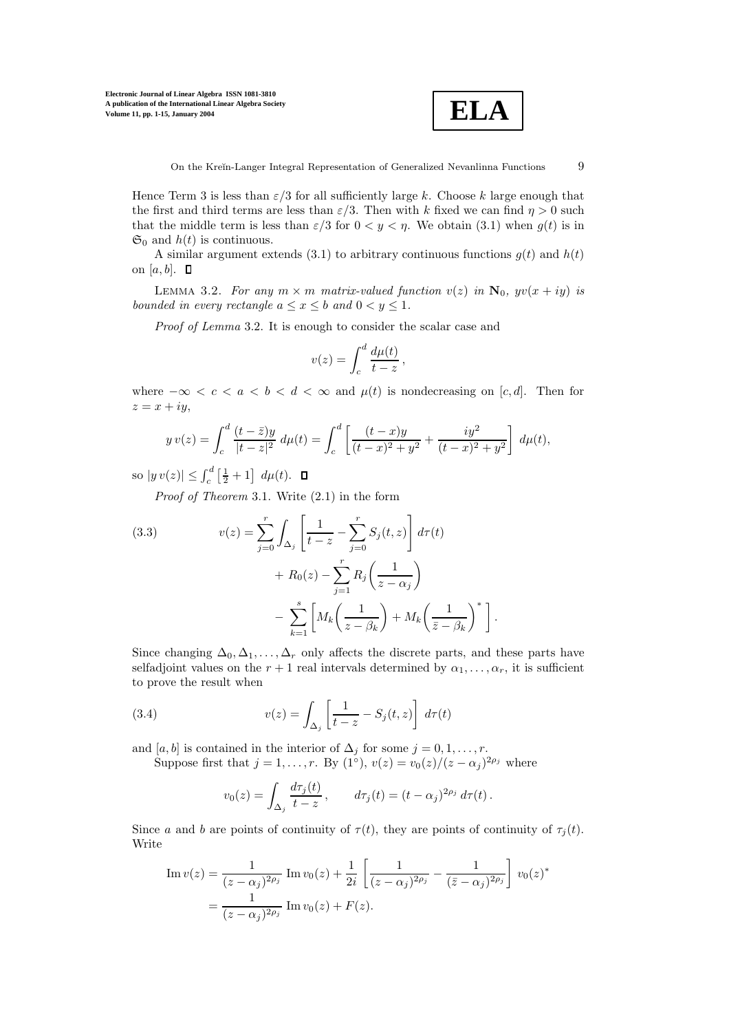Hence Term 3 is less than $\varepsilon/3$ for all sufficiently large $k$. Choose $k$ large enough that the first and third terms are less than $\varepsilon/3$. Then with $k$ fixed we can find $\eta > 0$ such that the middle term is less than $\varepsilon/3$ for $0 < y < \eta$. We obtain (3.1) when $g(t)$ is in $\mathfrak{S}_0$ and $h(t)$ is continuous.

A similar argument extends (3.1) to arbitrary continuous functions $g(t)$ and $h(t)$ on $[a, b]$. □

Lemma 3.2. *For any $m \times m$ matrix-valued function $v(z)$ in $\mathbf{N}_0$, $yv(x + iy)$ is bounded in every rectangle $a \le x \le b$ and $0 < y \le 1$.*

*Proof of Lemma* 3.2. It is enough to consider the scalar case and

$$v(z) = \int_c^d \frac{d\mu(t)}{t - z},$$

where $-\infty < c < a < b < d < \infty$ and $\mu(t)$ is nondecreasing on $[c, d]$. Then for $z = x + iy$,

$$y\, v(z) = \int_c^d \frac{(t - \bar{z})y}{|t - z|^2}\, d\mu(t) = \int_c^d \left[ \frac{(t - x)y}{(t - x)^2 + y^2} + \frac{iy^2}{(t - x)^2 + y^2} \right] d\mu(t),$$

so $|y\, v(z)| \le \int_c^d \left[ \frac{1}{2} + 1 \right] d\mu(t)$. □

*Proof of Theorem* 3.1. Write (2.1) in the form

$$
\begin{aligned}
(3.3) \qquad v(z) = \sum_{j=0}^{r} \int_{\Delta_j} &\left[ \frac{1}{t - z} - \sum_{j=0}^{r} S_j(t, z) \right] d\tau(t) \\
&+ R_0(z) - \sum_{j=1}^{r} R_j\!\left( \frac{1}{z - \alpha_j} \right) \\
&- \sum_{k=1}^{s} \left[ M_k\!\left( \frac{1}{z - \beta_k} \right) + M_k\!\left( \frac{1}{\bar{z} - \beta_k} \right)^{*} \right].
\end{aligned}
$$

Since changing $\Delta_0, \Delta_1, \ldots, \Delta_r$ only affects the discrete parts, and these parts have selfadjoint values on the $r + 1$ real intervals determined by $\alpha_1, \ldots, \alpha_r$, it is sufficient to prove the result when

$$(3.4) \qquad v(z) = \int_{\Delta_j} \left[ \frac{1}{t - z} - S_j(t, z) \right] d\tau(t)$$

and $[a, b]$ is contained in the interior of $\Delta_j$ for some $j = 0, 1, \ldots, r$.

Suppose first that $j = 1, \ldots, r$. By (1°), $v(z) = v_0(z)/(z - \alpha_j)^{2\rho_j}$ where

$$v_0(z) = \int_{\Delta_j} \frac{d\tau_j(t)}{t - z}, \qquad d\tau_j(t) = (t - \alpha_j)^{2\rho_j}\, d\tau(t).$$

Since $a$ and $b$ are points of continuity of $\tau(t)$, they are points of continuity of $\tau_j(t)$. Write

$$
\begin{aligned}
\operatorname{Im} v(z) &= \frac{1}{(z - \alpha_j)^{2\rho_j}} \operatorname{Im} v_0(z) + \frac{1}{2i} \left[ \frac{1}{(z - \alpha_j)^{2\rho_j}} - \frac{1}{(\bar{z} - \alpha_j)^{2\rho_j}} \right] v_0(z)^{*} \\
&= \frac{1}{(z - \alpha_j)^{2\rho_j}} \operatorname{Im} v_0(z) + F(z).
\end{aligned}
$$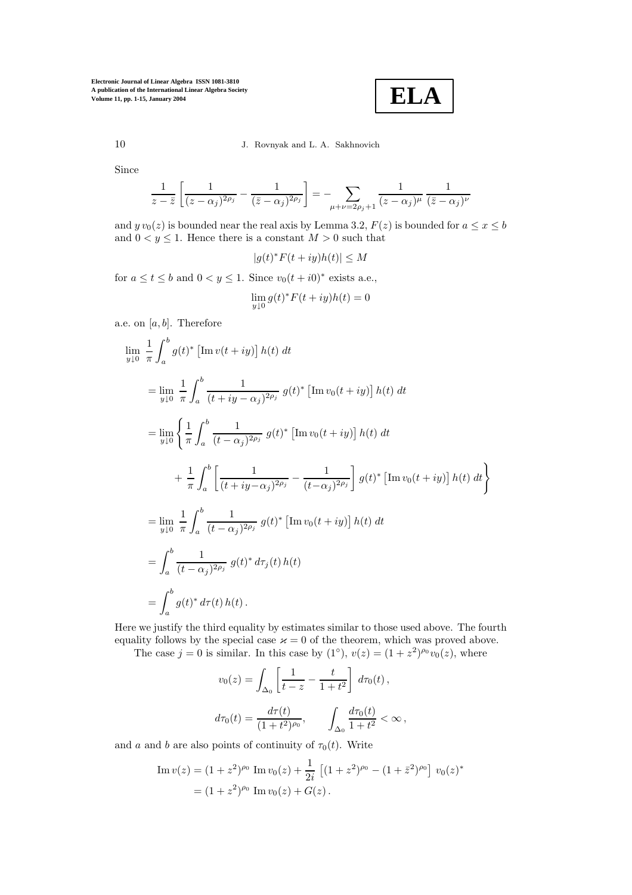Since

$$\frac{1}{z-\bar{z}}\left[\frac{1}{(z-\alpha_j)^{2\rho_j}}-\frac{1}{(\bar{z}-\alpha_j)^{2\rho_j}}\right]=-\sum_{\mu+\nu=2\rho_j+1}\frac{1}{(z-\alpha_j)^{\mu}}\,\frac{1}{(\bar{z}-\alpha_j)^{\nu}}$$

and $y\,v_0(z)$ is bounded near the real axis by Lemma 3.2, $F(z)$ is bounded for $a\le x\le b$ and $0<y\le 1$. Hence there is a constant $M>0$ such that

$$|g(t)^*F(t+iy)h(t)|\le M$$

for $a\le t\le b$ and $0<y\le 1$. Since $v_0(t+i0)^*$ exists a.e.,

$$\lim_{y\downarrow 0} g(t)^*F(t+iy)h(t)=0$$

a.e. on $[a,b]$. Therefore

$$\begin{aligned}
&\lim_{y\downarrow 0}\ \frac{1}{\pi}\int_a^b g(t)^*\left[\operatorname{Im} v(t+iy)\right]h(t)\,dt\\
&=\lim_{y\downarrow 0}\ \frac{1}{\pi}\int_a^b \frac{1}{(t+iy-\alpha_j)^{2\rho_j}}\ g(t)^*\left[\operatorname{Im} v_0(t+iy)\right]h(t)\,dt\\
&=\lim_{y\downarrow 0}\left\{\frac{1}{\pi}\int_a^b \frac{1}{(t-\alpha_j)^{2\rho_j}}\ g(t)^*\left[\operatorname{Im} v_0(t+iy)\right]h(t)\,dt\right.\\
&\qquad\left.+\ \frac{1}{\pi}\int_a^b \left[\frac{1}{(t+iy-\alpha_j)^{2\rho_j}}-\frac{1}{(t-\alpha_j)^{2\rho_j}}\right]g(t)^*\left[\operatorname{Im} v_0(t+iy)\right]h(t)\,dt\right\}\\
&=\lim_{y\downarrow 0}\ \frac{1}{\pi}\int_a^b \frac{1}{(t-\alpha_j)^{2\rho_j}}\ g(t)^*\left[\operatorname{Im} v_0(t+iy)\right]h(t)\,dt\\
&=\int_a^b \frac{1}{(t-\alpha_j)^{2\rho_j}}\ g(t)^*\,d\tau_j(t)\,h(t)\\
&=\int_a^b g(t)^*\,d\tau(t)\,h(t)\,.
\end{aligned}$$

Here we justify the third equality by estimates similar to those used above. The fourth equality follows by the special case $\varkappa=0$ of the theorem, which was proved above.

The case $j=0$ is similar. In this case by $(1^\circ)$, $v(z)=(1+z^2)^{\rho_0}v_0(z)$, where

$$v_0(z)=\int_{\Delta_0}\left[\frac{1}{t-z}-\frac{t}{1+t^2}\right]\,d\tau_0(t)\,,$$

$$d\tau_0(t)=\frac{d\tau(t)}{(1+t^2)^{\rho_0}},\qquad \int_{\Delta_0}\frac{d\tau_0(t)}{1+t^2}<\infty\,,$$

and $a$ and $b$ are also points of continuity of $\tau_0(t)$. Write

$$\begin{aligned}
\operatorname{Im} v(z)&=(1+z^2)^{\rho_0}\ \operatorname{Im} v_0(z)+\frac{1}{2i}\ \left[(1+z^2)^{\rho_0}-(1+\bar{z}^2)^{\rho_0}\right]\ v_0(z)^*\\
&=(1+z^2)^{\rho_0}\ \operatorname{Im} v_0(z)+G(z)\,.
\end{aligned}$$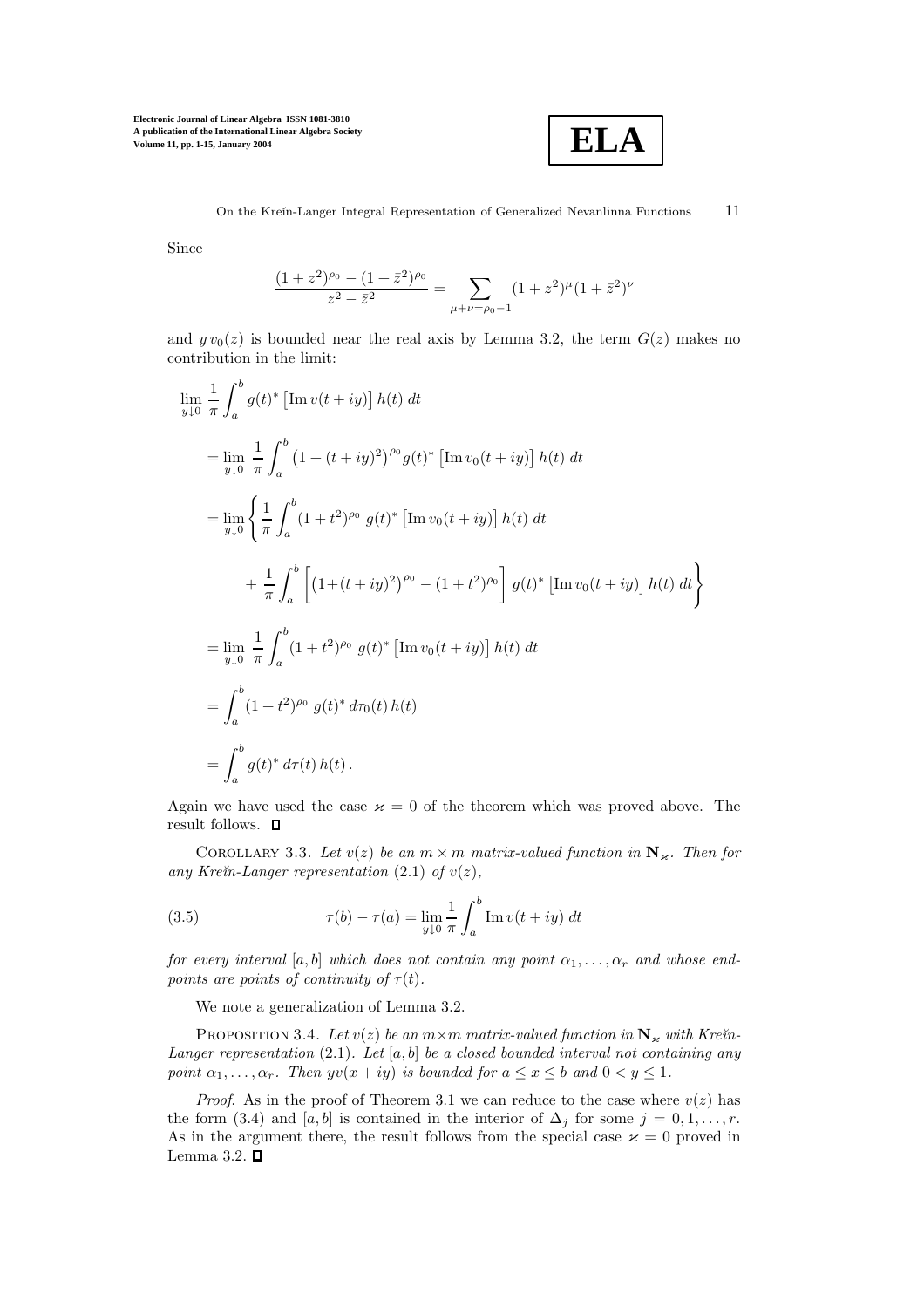Since

$$\frac{(1+z^2)^{\rho_0} - (1+\bar{z}^2)^{\rho_0}}{z^2 - \bar{z}^2} = \sum_{\mu+\nu=\rho_0-1} (1+z^2)^{\mu}(1+\bar{z}^2)^{\nu}$$

and $y\,v_0(z)$ is bounded near the real axis by Lemma 3.2, the term $G(z)$ makes no contribution in the limit:

$$\begin{aligned}
&\lim_{y\downarrow 0} \frac{1}{\pi}\int_a^b g(t)^* \left[\operatorname{Im} v(t+iy)\right] h(t)\,dt \\
&= \lim_{y\downarrow 0} \frac{1}{\pi}\int_a^b \left(1+(t+iy)^2\right)^{\rho_0} g(t)^* \left[\operatorname{Im} v_0(t+iy)\right] h(t)\,dt \\
&= \lim_{y\downarrow 0} \left\{ \frac{1}{\pi}\int_a^b (1+t^2)^{\rho_0}\; g(t)^* \left[\operatorname{Im} v_0(t+iy)\right] h(t)\,dt \right. \\
&\qquad \left. + \frac{1}{\pi}\int_a^b \left[\left(1+(t+iy)^2\right)^{\rho_0} - (1+t^2)^{\rho_0}\right] g(t)^* \left[\operatorname{Im} v_0(t+iy)\right] h(t)\,dt \right\} \\
&= \lim_{y\downarrow 0} \frac{1}{\pi}\int_a^b (1+t^2)^{\rho_0}\; g(t)^* \left[\operatorname{Im} v_0(t+iy)\right] h(t)\,dt \\
&= \int_a^b (1+t^2)^{\rho_0}\; g(t)^*\, d\tau_0(t)\, h(t) \\
&= \int_a^b g(t)^*\, d\tau(t)\, h(t)\,.
\end{aligned}$$

Again we have used the case $\varkappa = 0$ of the theorem which was proved above. The result follows. ◻

Corollary 3.3. *Let $v(z)$ be an $m \times m$ matrix-valued function in $\mathbf{N}_\varkappa$. Then for any Kreĭn-Langer representation (2.1) of $v(z)$,*

$$\tau(b) - \tau(a) = \lim_{y\downarrow 0} \frac{1}{\pi}\int_a^b \operatorname{Im} v(t+iy)\,dt \tag{3.5}$$

*for every interval $[a,b]$ which does not contain any point $\alpha_1,\ldots,\alpha_r$ and whose endpoints are points of continuity of $\tau(t)$.*

We note a generalization of Lemma 3.2.

Proposition 3.4. *Let $v(z)$ be an $m\times m$ matrix-valued function in $\mathbf{N}_\varkappa$ with Kreĭn-Langer representation (2.1). Let $[a,b]$ be a closed bounded interval not containing any point $\alpha_1,\ldots,\alpha_r$. Then $yv(x+iy)$ is bounded for $a \le x \le b$ and $0 < y \le 1$.*

*Proof.* As in the proof of Theorem 3.1 we can reduce to the case where $v(z)$ has the form (3.4) and $[a,b]$ is contained in the interior of $\Delta_j$ for some $j = 0,1,\ldots,r$. As in the argument there, the result follows from the special case $\varkappa = 0$ proved in Lemma 3.2. ◻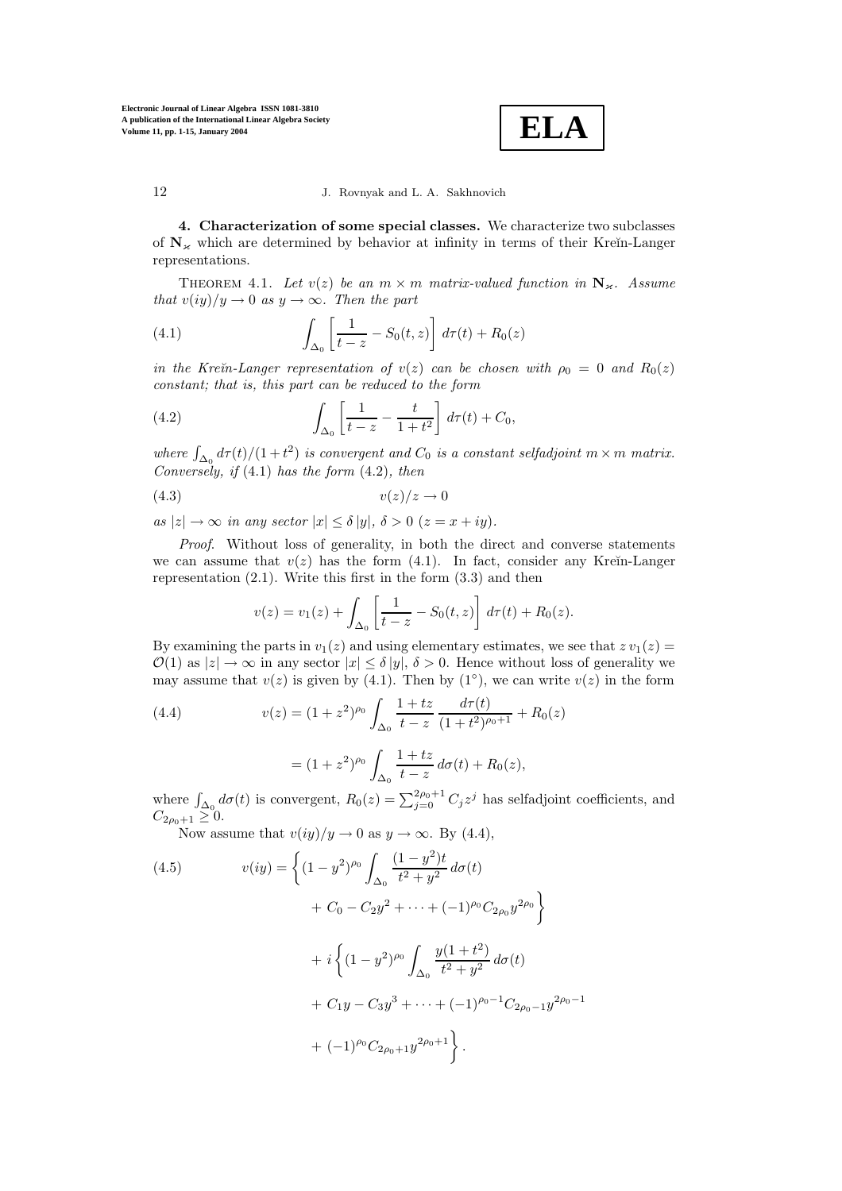**4. Characterization of some special classes.** We characterize two subclasses of $\mathbf{N}_\varkappa$ which are determined by behavior at infinity in terms of their Kreĭn-Langer representations.

THEOREM 4.1. *Let $v(z)$ be an $m \times m$ matrix-valued function in $\mathbf{N}_\varkappa$. Assume that $v(iy)/y \to 0$ as $y \to \infty$. Then the part*

$$\int_{\Delta_0} \left[ \frac{1}{t-z} - S_0(t,z) \right] d\tau(t) + R_0(z) \tag{4.1}$$

*in the Kreĭn-Langer representation of $v(z)$ can be chosen with $\rho_0 = 0$ and $R_0(z)$ constant; that is, this part can be reduced to the form*

$$\int_{\Delta_0} \left[ \frac{1}{t-z} - \frac{t}{1+t^2} \right] d\tau(t) + C_0, \tag{4.2}$$

*where $\int_{\Delta_0} d\tau(t)/(1+t^2)$ is convergent and $C_0$ is a constant selfadjoint $m \times m$ matrix. Conversely, if* (4.1) *has the form* (4.2)*, then*

$$v(z)/z \to 0 \tag{4.3}$$

*as $|z| \to \infty$ in any sector $|x| \le \delta\, |y|$, $\delta > 0$ $(z = x + iy)$.*

*Proof*. Without loss of generality, in both the direct and converse statements we can assume that $v(z)$ has the form (4.1). In fact, consider any Kreĭn-Langer representation (2.1). Write this first in the form (3.3) and then

$$v(z) = v_1(z) + \int_{\Delta_0} \left[ \frac{1}{t-z} - S_0(t,z) \right] d\tau(t) + R_0(z).$$

By examining the parts in $v_1(z)$ and using elementary estimates, we see that $z\, v_1(z) = \mathcal{O}(1)$ as $|z| \to \infty$ in any sector $|x| \le \delta\, |y|$, $\delta > 0$. Hence without loss of generality we may assume that $v(z)$ is given by (4.1). Then by $(1^\circ)$, we can write $v(z)$ in the form

$$v(z) = (1+z^2)^{\rho_0} \int_{\Delta_0} \frac{1+tz}{t-z}\, \frac{d\tau(t)}{(1+t^2)^{\rho_0+1}} + R_0(z) \tag{4.4}$$

$$= (1+z^2)^{\rho_0} \int_{\Delta_0} \frac{1+tz}{t-z}\, d\sigma(t) + R_0(z),$$

where $\int_{\Delta_0} d\sigma(t)$ is convergent, $R_0(z) = \sum_{j=0}^{2\rho_0+1} C_j z^j$ has selfadjoint coefficients, and $C_{2\rho_0+1} \ge 0$.

Now assume that $v(iy)/y \to 0$ as $y \to \infty$. By (4.4),

$$\begin{aligned}
v(iy) = \Bigg\{ &(1-y^2)^{\rho_0} \int_{\Delta_0} \frac{(1-y^2)t}{t^2+y^2}\, d\sigma(t) \\
&+ C_0 - C_2 y^2 + \cdots + (-1)^{\rho_0} C_{2\rho_0} y^{2\rho_0} \Bigg\} \\
+ i \Bigg\{ &(1-y^2)^{\rho_0} \int_{\Delta_0} \frac{y(1+t^2)}{t^2+y^2}\, d\sigma(t) \\
&+ C_1 y - C_3 y^3 + \cdots + (-1)^{\rho_0 - 1} C_{2\rho_0-1} y^{2\rho_0-1} \\
&+ (-1)^{\rho_0} C_{2\rho_0+1} y^{2\rho_0+1} \Bigg\}.
\end{aligned} \tag{4.5}$$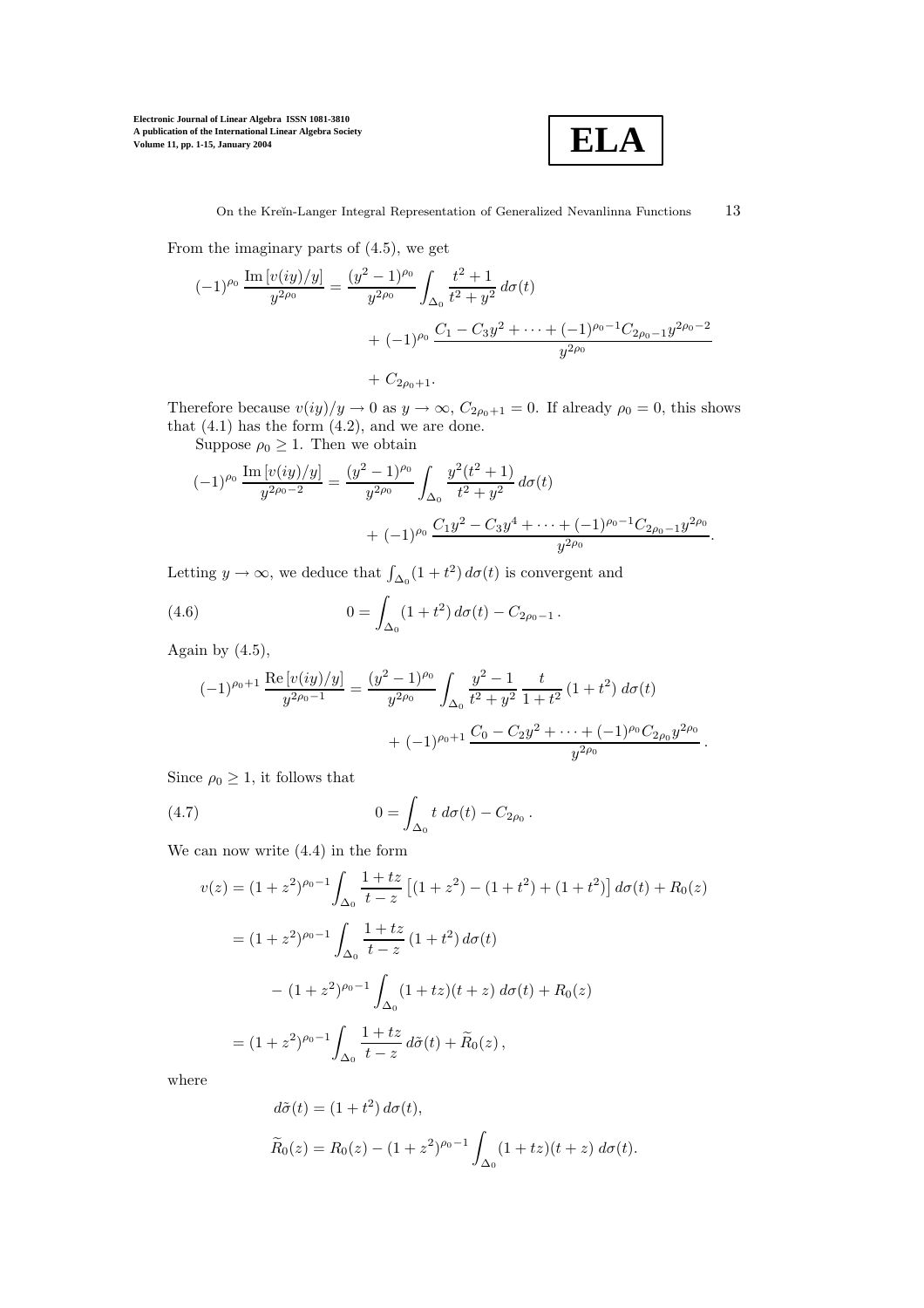From the imaginary parts of (4.5), we get

$$
\begin{aligned}
(-1)^{\rho_0} \frac{\operatorname{Im}[v(iy)/y]}{y^{2\rho_0}} = \frac{(y^2-1)^{\rho_0}}{y^{2\rho_0}} \int_{\Delta_0} \frac{t^2+1}{t^2+y^2}\, d\sigma(t) \\
&+ (-1)^{\rho_0} \frac{C_1 - C_3 y^2 + \cdots + (-1)^{\rho_0-1} C_{2\rho_0-1} y^{2\rho_0-2}}{y^{2\rho_0}} \\
&+ C_{2\rho_0+1}.
\end{aligned}
$$

Therefore because $v(iy)/y \to 0$ as $y \to \infty$, $C_{2\rho_0+1} = 0$. If already $\rho_0 = 0$, this shows that (4.1) has the form (4.2), and we are done.

Suppose $\rho_0 \geq 1$. Then we obtain

$$
\begin{aligned}
(-1)^{\rho_0} \frac{\operatorname{Im}[v(iy)/y]}{y^{2\rho_0-2}} = \frac{(y^2-1)^{\rho_0}}{y^{2\rho_0}} \int_{\Delta_0} \frac{y^2(t^2+1)}{t^2+y^2}\, d\sigma(t) \\
&+ (-1)^{\rho_0} \frac{C_1 y^2 - C_3 y^4 + \cdots + (-1)^{\rho_0-1} C_{2\rho_0-1} y^{2\rho_0}}{y^{2\rho_0}}.
\end{aligned}
$$

Letting $y \to \infty$, we deduce that $\int_{\Delta_0} (1+t^2)\, d\sigma(t)$ is convergent and

$$
0 = \int_{\Delta_0} (1+t^2)\, d\sigma(t) - C_{2\rho_0-1}\,. \tag{4.6}
$$

Again by (4.5),

$$
\begin{aligned}
(-1)^{\rho_0+1} \frac{\operatorname{Re}[v(iy)/y]}{y^{2\rho_0-1}} = \frac{(y^2-1)^{\rho_0}}{y^{2\rho_0}} \int_{\Delta_0} \frac{y^2-1}{t^2+y^2}\, \frac{t}{1+t^2}\, (1+t^2)\, d\sigma(t) \\
&+ (-1)^{\rho_0+1} \frac{C_0 - C_2 y^2 + \cdots + (-1)^{\rho_0} C_{2\rho_0} y^{2\rho_0}}{y^{2\rho_0}}\,.
\end{aligned}
$$

Since $\rho_0 \geq 1$, it follows that

$$
0 = \int_{\Delta_0} t\, d\sigma(t) - C_{2\rho_0}\,. \tag{4.7}
$$

We can now write (4.4) in the form

$$
\begin{aligned}
v(z) &= (1+z^2)^{\rho_0-1} \int_{\Delta_0} \frac{1+tz}{t-z} \left[(1+z^2) - (1+t^2) + (1+t^2)\right] d\sigma(t) + R_0(z) \\
&= (1+z^2)^{\rho_0-1} \int_{\Delta_0} \frac{1+tz}{t-z}\, (1+t^2)\, d\sigma(t) \\
&\quad - (1+z^2)^{\rho_0-1} \int_{\Delta_0} (1+tz)(t+z)\, d\sigma(t) + R_0(z) \\
&= (1+z^2)^{\rho_0-1} \int_{\Delta_0} \frac{1+tz}{t-z}\, d\tilde{\sigma}(t) + \widetilde{R}_0(z)\,,
\end{aligned}
$$

where

$$
\begin{aligned}
d\tilde{\sigma}(t) &= (1+t^2)\, d\sigma(t), \\
\widetilde{R}_0(z) &= R_0(z) - (1+z^2)^{\rho_0-1} \int_{\Delta_0} (1+tz)(t+z)\, d\sigma(t).
\end{aligned}
$$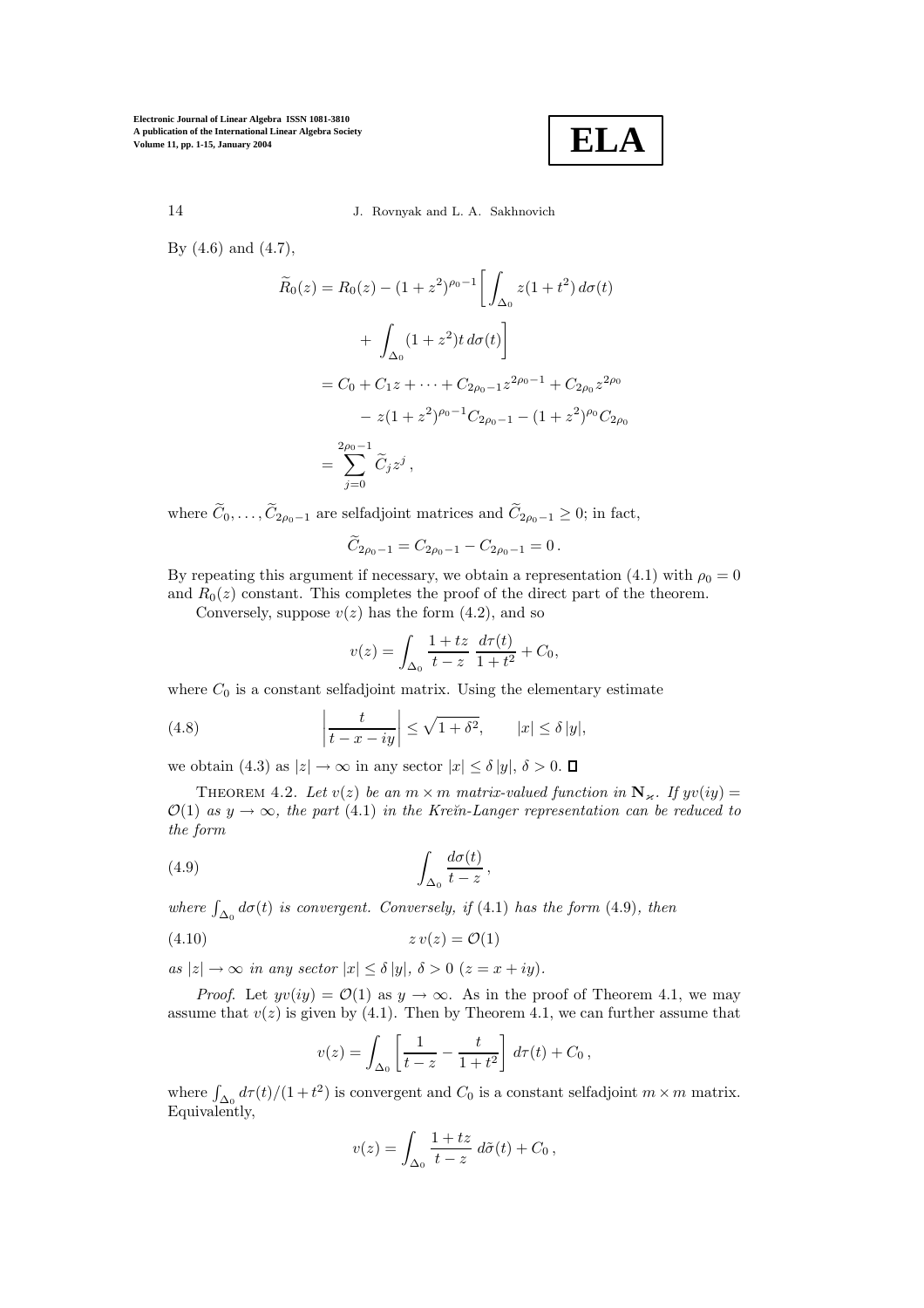By (4.6) and (4.7),

$$
\begin{aligned}
\widetilde{R}_0(z) &= R_0(z) - (1+z^2)^{\rho_0 - 1}\biggl[\int_{\Delta_0} z(1+t^2)\, d\sigma(t) \\
&\qquad + \int_{\Delta_0} (1+z^2) t \, d\sigma(t)\biggr] \\
&= C_0 + C_1 z + \cdots + C_{2\rho_0 - 1} z^{2\rho_0 - 1} + C_{2\rho_0} z^{2\rho_0} \\
&\qquad - z(1+z^2)^{\rho_0 - 1} C_{2\rho_0 - 1} - (1+z^2)^{\rho_0} C_{2\rho_0} \\
&= \sum_{j=0}^{2\rho_0 - 1} \widetilde{C}_j z^j ,
\end{aligned}
$$

where $\widetilde{C}_0, \ldots, \widetilde{C}_{2\rho_0 - 1}$ are selfadjoint matrices and $\widetilde{C}_{2\rho_0 - 1} \geq 0$; in fact,

$$
\widetilde{C}_{2\rho_0 - 1} = C_{2\rho_0 - 1} - C_{2\rho_0 - 1} = 0 .
$$

By repeating this argument if necessary, we obtain a representation (4.1) with $\rho_0 = 0$ and $R_0(z)$ constant. This completes the proof of the direct part of the theorem.

Conversely, suppose $v(z)$ has the form (4.2), and so

$$
v(z) = \int_{\Delta_0} \frac{1+tz}{t-z} \, \frac{d\tau(t)}{1+t^2} + C_0,
$$

where $C_0$ is a constant selfadjoint matrix. Using the elementary estimate

$$
\left| \frac{t}{t - x - iy} \right| \leq \sqrt{1+\delta^2}, \qquad |x| \leq \delta\, |y|, \tag{4.8}
$$

we obtain (4.3) as $|z| \to \infty$ in any sector $|x| \leq \delta\,|y|$, $\delta > 0$. $\square$

**Theorem 4.2.** *Let $v(z)$ be an $m \times m$ matrix-valued function in $\mathbf{N}_\varkappa$. If $yv(iy) = \mathcal{O}(1)$ as $y \to \infty$, the part (4.1) in the Kreĭn-Langer representation can be reduced to the form*

$$
\int_{\Delta_0} \frac{d\sigma(t)}{t-z} , \tag{4.9}
$$

*where $\int_{\Delta_0} d\sigma(t)$ is convergent. Conversely, if (4.1) has the form (4.9), then*

$$
z\, v(z) = \mathcal{O}(1) \tag{4.10}
$$

*as $|z| \to \infty$ in any sector $|x| \leq \delta\,|y|$, $\delta > 0$ $(z = x + iy)$.*

*Proof.* Let $yv(iy) = \mathcal{O}(1)$ as $y \to \infty$. As in the proof of Theorem 4.1, we may assume that $v(z)$ is given by (4.1). Then by Theorem 4.1, we can further assume that

$$
v(z) = \int_{\Delta_0} \left[ \frac{1}{t-z} - \frac{t}{1+t^2} \right] d\tau(t) + C_0 ,
$$

where $\int_{\Delta_0} d\tau(t)/(1+t^2)$ is convergent and $C_0$ is a constant selfadjoint $m \times m$ matrix. Equivalently,

$$
v(z) = \int_{\Delta_0} \frac{1+tz}{t-z} \, d\tilde{\sigma}(t) + C_0 ,
$$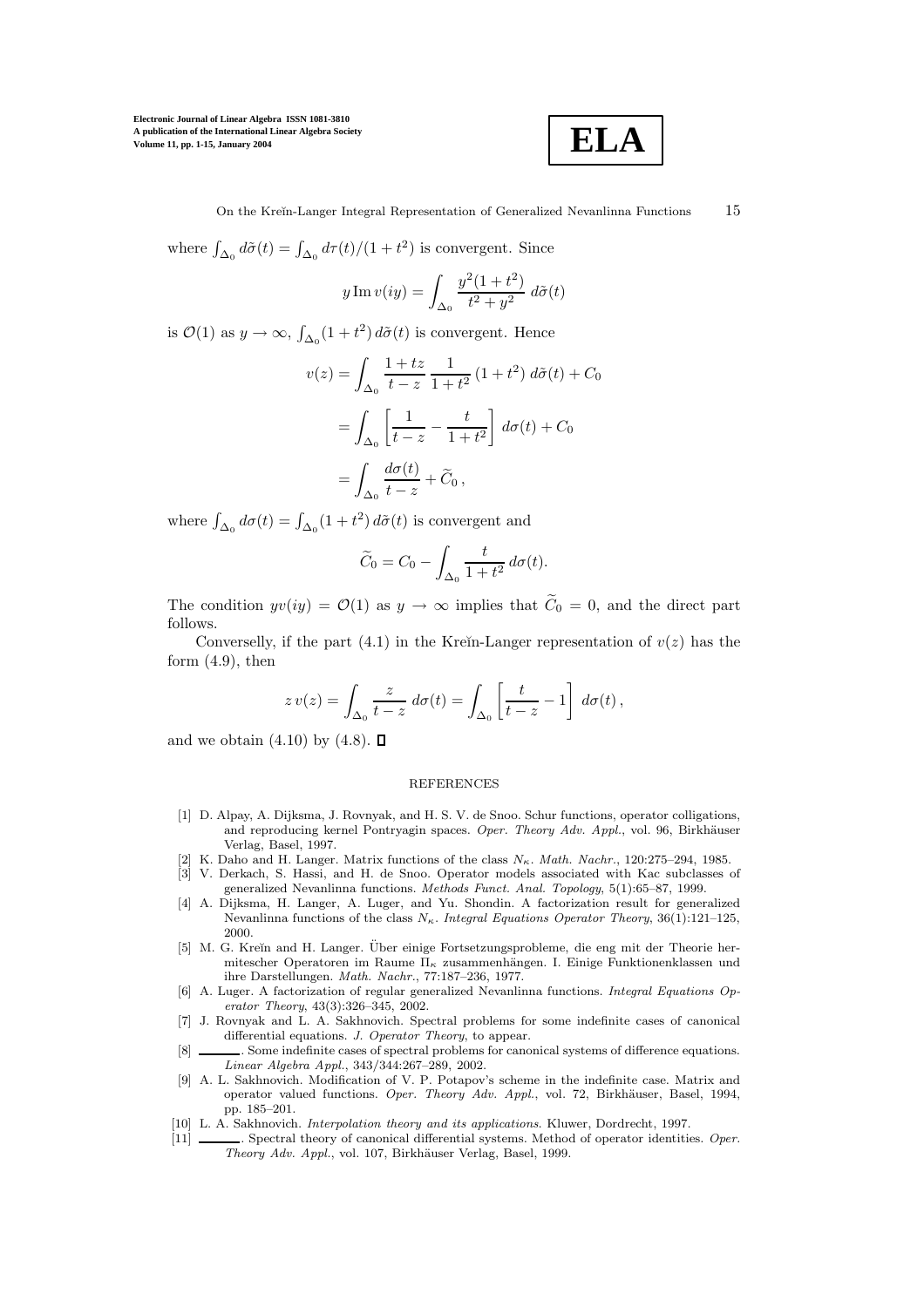where $\int_{\Delta_0} d\tilde{\sigma}(t) = \int_{\Delta_0} d\tau(t)/(1+t^2)$ is convergent. Since

$$y \operatorname{Im} v(iy) = \int_{\Delta_0} \frac{y^2(1+t^2)}{t^2+y^2}\, d\tilde{\sigma}(t)$$

is $\mathcal{O}(1)$ as $y \to \infty$, $\int_{\Delta_0}(1+t^2)\, d\tilde{\sigma}(t)$ is convergent. Hence

$$\begin{aligned} v(z) &= \int_{\Delta_0} \frac{1+tz}{t-z}\, \frac{1}{1+t^2}\,(1+t^2)\, d\tilde{\sigma}(t) + C_0 \\ &= \int_{\Delta_0} \left[\frac{1}{t-z} - \frac{t}{1+t^2}\right] d\sigma(t) + C_0 \\ &= \int_{\Delta_0} \frac{d\sigma(t)}{t-z} + \widetilde{C}_0\,, \end{aligned}$$

where $\int_{\Delta_0} d\sigma(t) = \int_{\Delta_0}(1+t^2)\, d\tilde{\sigma}(t)$ is convergent and

$$\widetilde{C}_0 = C_0 - \int_{\Delta_0} \frac{t}{1+t^2}\, d\sigma(t).$$

The condition $yv(iy) = \mathcal{O}(1)$ as $y \to \infty$ implies that $\widetilde{C}_0 = 0$, and the direct part follows.

Converselly, if the part (4.1) in the Kreĭn-Langer representation of $v(z)$ has the form (4.9), then

$$z\, v(z) = \int_{\Delta_0} \frac{z}{t-z}\, d\sigma(t) = \int_{\Delta_0} \left[\frac{t}{t-z} - 1\right] d\sigma(t)\,,$$

and we obtain (4.10) by (4.8). ☐

## REFERENCES

[1] D. Alpay, A. Dijksma, J. Rovnyak, and H. S. V. de Snoo. Schur functions, operator colligations, and reproducing kernel Pontryagin spaces. *Oper. Theory Adv. Appl.*, vol. 96, Birkhäuser Verlag, Basel, 1997.

[2] K. Daho and H. Langer. Matrix functions of the class $N_\kappa$. *Math. Nachr.*, 120:275–294, 1985.

[3] V. Derkach, S. Hassi, and H. de Snoo. Operator models associated with Kac subclasses of generalized Nevanlinna functions. *Methods Funct. Anal. Topology*, 5(1):65–87, 1999.

[4] A. Dijksma, H. Langer, A. Luger, and Yu. Shondin. A factorization result for generalized Nevanlinna functions of the class $N_\kappa$. *Integral Equations Operator Theory*, 36(1):121–125, 2000.

[5] M. G. Kreĭn and H. Langer. Über einige Fortsetzungsprobleme, die eng mit der Theorie hermitescher Operatoren im Raume $\Pi_\kappa$ zusammenhängen. I. Einige Funktionenklassen und ihre Darstellungen. *Math. Nachr.*, 77:187–236, 1977.

[6] A. Luger. A factorization of regular generalized Nevanlinna functions. *Integral Equations Operator Theory*, 43(3):326–345, 2002.

[7] J. Rovnyak and L. A. Sakhnovich. Spectral problems for some indefinite cases of canonical differential equations. *J. Operator Theory*, to appear.

[8] ———. Some indefinite cases of spectral problems for canonical systems of difference equations. *Linear Algebra Appl.*, 343/344:267–289, 2002.

[9] A. L. Sakhnovich. Modification of V. P. Potapov's scheme in the indefinite case. Matrix and operator valued functions. *Oper. Theory Adv. Appl.*, vol. 72, Birkhäuser, Basel, 1994, pp. 185–201.

[10] L. A. Sakhnovich. *Interpolation theory and its applications*. Kluwer, Dordrecht, 1997.

[11] ———. Spectral theory of canonical differential systems. Method of operator identities. *Oper. Theory Adv. Appl.*, vol. 107, Birkhäuser Verlag, Basel, 1999.